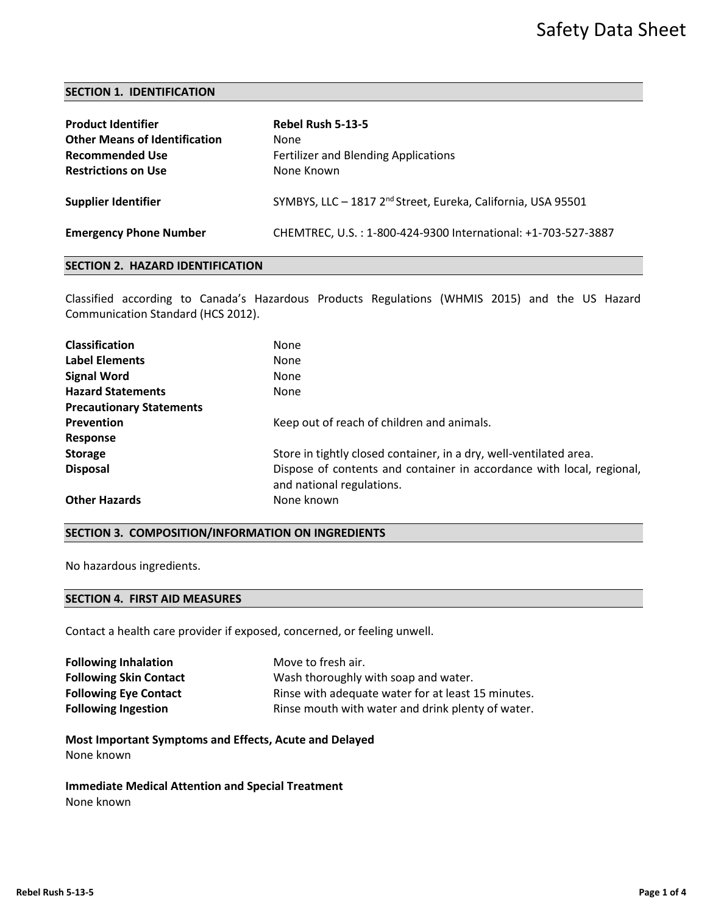# Safety Data Sheet

## SECTION 1. IDENTIFICATION

| | |
|---|---|
| **Product Identifier** | **Rebel Rush 5-13-5** |
| **Other Means of Identification** | None |
| **Recommended Use** | Fertilizer and Blending Applications |
| **Restrictions on Use** | None Known |
| **Supplier Identifier** | SYMBYS, LLC – 1817 2nd Street, Eureka, California, USA 95501 |
| **Emergency Phone Number** | CHEMTREC, U.S. : 1-800-424-9300 International: +1-703-527-3887 |

## SECTION 2. HAZARD IDENTIFICATION

Classified according to Canada's Hazardous Products Regulations (WHMIS 2015) and the US Hazard Communication Standard (HCS 2012).

| | |
|---|---|
| **Classification** | None |
| **Label Elements** | None |
| **Signal Word** | None |
| **Hazard Statements** | None |
| **Precautionary Statements** | |
| **Prevention** | Keep out of reach of children and animals. |
| **Response** | |
| **Storage** | Store in tightly closed container, in a dry, well-ventilated area. |
| **Disposal** | Dispose of contents and container in accordance with local, regional, and national regulations. |
| **Other Hazards** | None known |

## SECTION 3. COMPOSITION/INFORMATION ON INGREDIENTS

No hazardous ingredients.

## SECTION 4. FIRST AID MEASURES

Contact a health care provider if exposed, concerned, or feeling unwell.

| | |
|---|---|
| **Following Inhalation** | Move to fresh air. |
| **Following Skin Contact** | Wash thoroughly with soap and water. |
| **Following Eye Contact** | Rinse with adequate water for at least 15 minutes. |
| **Following Ingestion** | Rinse mouth with water and drink plenty of water. |

**Most Important Symptoms and Effects, Acute and Delayed**
None known

**Immediate Medical Attention and Special Treatment**
None known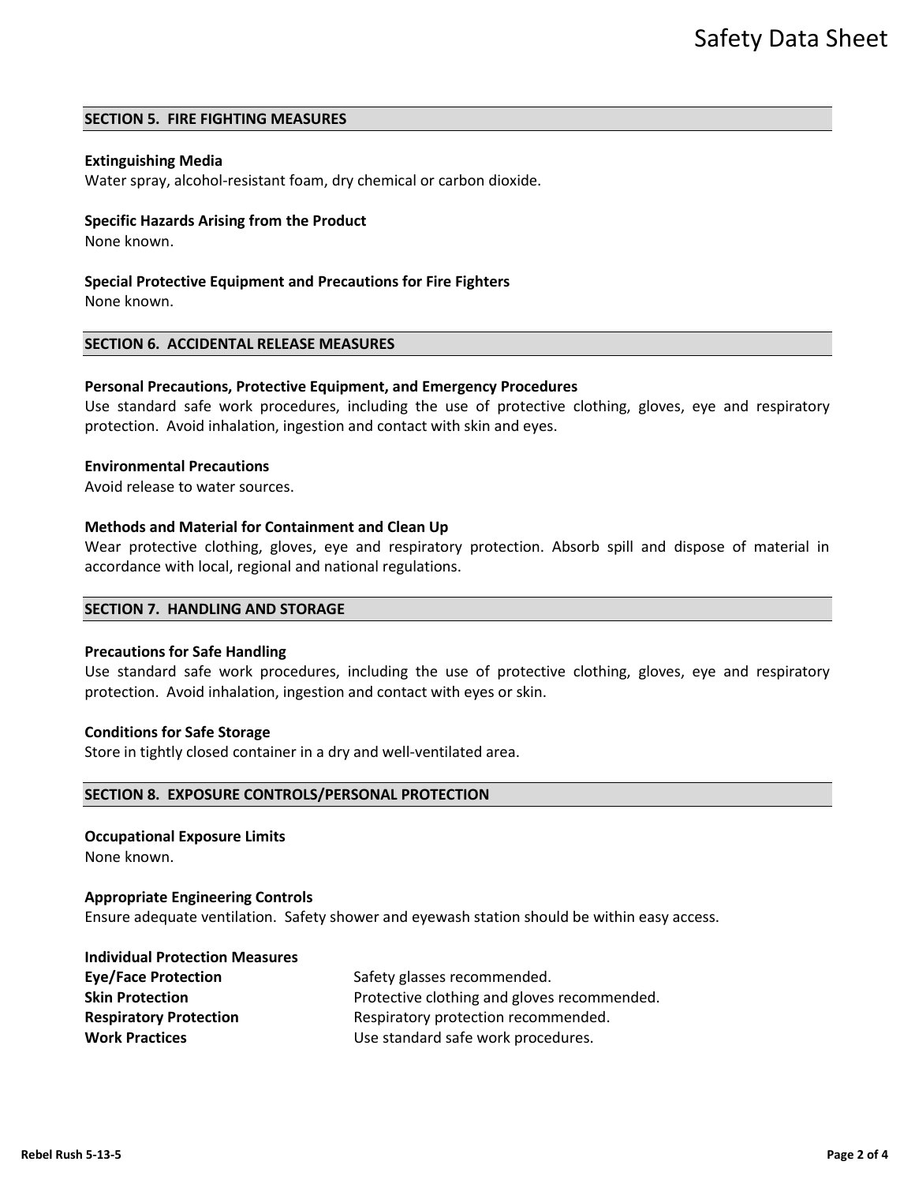## SECTION 5. FIRE FIGHTING MEASURES

**Extinguishing Media**
Water spray, alcohol-resistant foam, dry chemical or carbon dioxide.

**Specific Hazards Arising from the Product**
None known.

**Special Protective Equipment and Precautions for Fire Fighters**
None known.

## SECTION 6. ACCIDENTAL RELEASE MEASURES

**Personal Precautions, Protective Equipment, and Emergency Procedures**
Use standard safe work procedures, including the use of protective clothing, gloves, eye and respiratory protection. Avoid inhalation, ingestion and contact with skin and eyes.

**Environmental Precautions**
Avoid release to water sources.

**Methods and Material for Containment and Clean Up**
Wear protective clothing, gloves, eye and respiratory protection. Absorb spill and dispose of material in accordance with local, regional and national regulations.

## SECTION 7. HANDLING AND STORAGE

**Precautions for Safe Handling**
Use standard safe work procedures, including the use of protective clothing, gloves, eye and respiratory protection. Avoid inhalation, ingestion and contact with eyes or skin.

**Conditions for Safe Storage**
Store in tightly closed container in a dry and well-ventilated area.

## SECTION 8. EXPOSURE CONTROLS/PERSONAL PROTECTION

**Occupational Exposure Limits**
None known.

**Appropriate Engineering Controls**
Ensure adequate ventilation. Safety shower and eyewash station should be within easy access.

**Individual Protection Measures**

| | |
|---|---|
| **Eye/Face Protection** | Safety glasses recommended. |
| **Skin Protection** | Protective clothing and gloves recommended. |
| **Respiratory Protection** | Respiratory protection recommended. |
| **Work Practices** | Use standard safe work procedures. |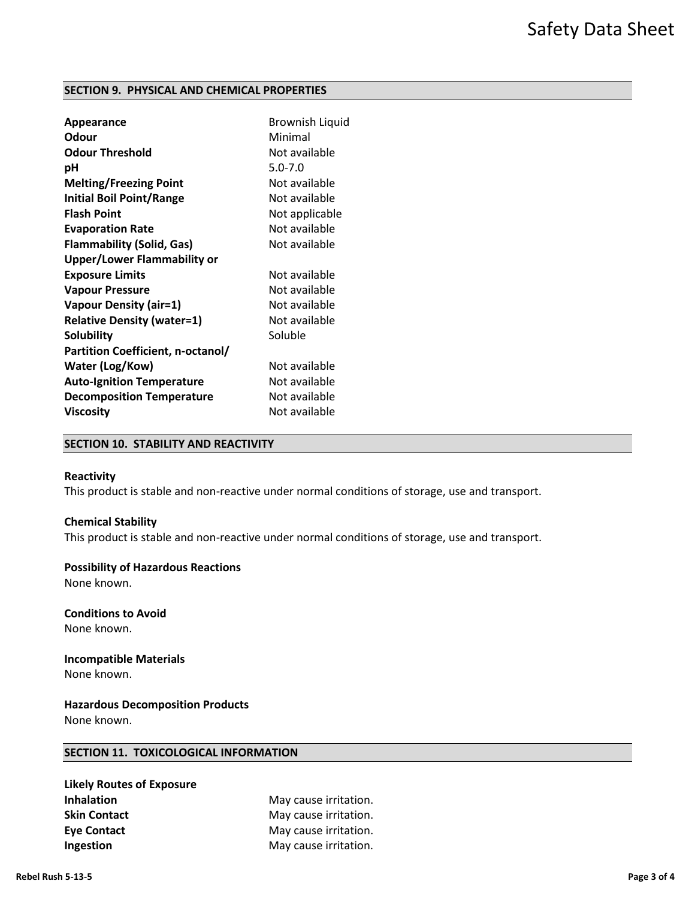## SECTION 9. PHYSICAL AND CHEMICAL PROPERTIES

| Property | Value |
|---|---|
| **Appearance** | Brownish Liquid |
| **Odour** | Minimal |
| **Odour Threshold** | Not available |
| **pH** | 5.0-7.0 |
| **Melting/Freezing Point** | Not available |
| **Initial Boil Point/Range** | Not available |
| **Flash Point** | Not applicable |
| **Evaporation Rate** | Not available |
| **Flammability (Solid, Gas)** | Not available |
| **Upper/Lower Flammability or Exposure Limits** | Not available |
| **Vapour Pressure** | Not available |
| **Vapour Density (air=1)** | Not available |
| **Relative Density (water=1)** | Not available |
| **Solubility** | Soluble |
| **Partition Coefficient, n-octanol/ Water (Log/Kow)** | Not available |
| **Auto-Ignition Temperature** | Not available |
| **Decomposition Temperature** | Not available |
| **Viscosity** | Not available |

## SECTION 10. STABILITY AND REACTIVITY

**Reactivity**
This product is stable and non-reactive under normal conditions of storage, use and transport.

**Chemical Stability**
This product is stable and non-reactive under normal conditions of storage, use and transport.

**Possibility of Hazardous Reactions**
None known.

**Conditions to Avoid**
None known.

**Incompatible Materials**
None known.

**Hazardous Decomposition Products**
None known.

## SECTION 11. TOXICOLOGICAL INFORMATION

**Likely Routes of Exposure**

| Route | Effect |
|---|---|
| **Inhalation** | May cause irritation. |
| **Skin Contact** | May cause irritation. |
| **Eye Contact** | May cause irritation. |
| **Ingestion** | May cause irritation. |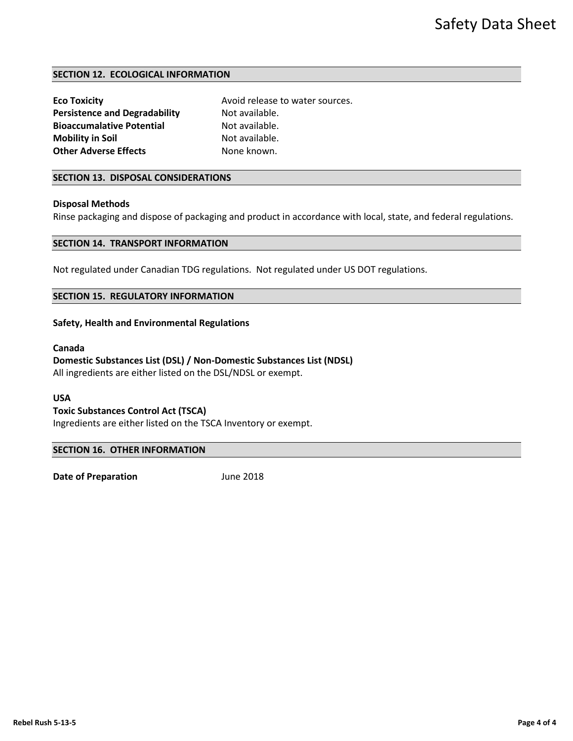## SECTION 12. ECOLOGICAL INFORMATION

| | |
|---|---|
| **Eco Toxicity** | Avoid release to water sources. |
| **Persistence and Degradability** | Not available. |
| **Bioaccumalative Potential** | Not available. |
| **Mobility in Soil** | Not available. |
| **Other Adverse Effects** | None known. |

## SECTION 13. DISPOSAL CONSIDERATIONS

**Disposal Methods**

Rinse packaging and dispose of packaging and product in accordance with local, state, and federal regulations.

## SECTION 14. TRANSPORT INFORMATION

Not regulated under Canadian TDG regulations. Not regulated under US DOT regulations.

## SECTION 15. REGULATORY INFORMATION

**Safety, Health and Environmental Regulations**

**Canada**

**Domestic Substances List (DSL) / Non-Domestic Substances List (NDSL)**

All ingredients are either listed on the DSL/NDSL or exempt.

**USA**

**Toxic Substances Control Act (TSCA)**

Ingredients are either listed on the TSCA Inventory or exempt.

## SECTION 16. OTHER INFORMATION

**Date of Preparation** June 2018